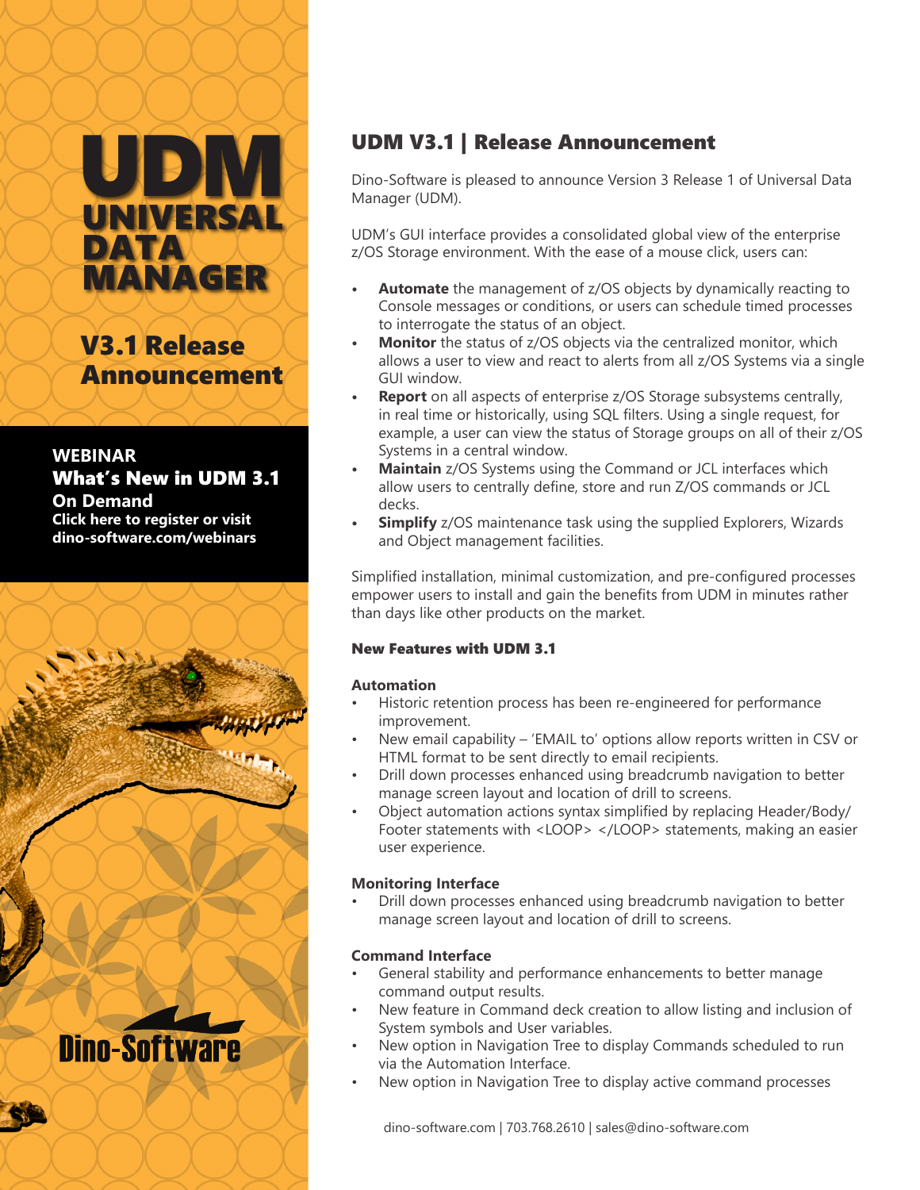# UDM UNIVERSAL DATA MANAGER

## V3.1 Release Announcement

**WEBINAR**
**What's New in UDM 3.1**
**On Demand**
**Click here to register or visit dino-software.com/webinars**

Dino-Software

## UDM V3.1 | Release Announcement

Dino-Software is pleased to announce Version 3 Release 1 of Universal Data Manager (UDM).

UDM's GUI interface provides a consolidated global view of the enterprise z/OS Storage environment. With the ease of a mouse click, users can:

- **Automate** the management of z/OS objects by dynamically reacting to Console messages or conditions, or users can schedule timed processes to interrogate the status of an object.
- **Monitor** the status of z/OS objects via the centralized monitor, which allows a user to view and react to alerts from all z/OS Systems via a single GUI window.
- **Report** on all aspects of enterprise z/OS Storage subsystems centrally, in real time or historically, using SQL filters. Using a single request, for example, a user can view the status of Storage groups on all of their z/OS Systems in a central window.
- **Maintain** z/OS Systems using the Command or JCL interfaces which allow users to centrally define, store and run Z/OS commands or JCL decks.
- **Simplify** z/OS maintenance task using the supplied Explorers, Wizards and Object management facilities.

Simplified installation, minimal customization, and pre-configured processes empower users to install and gain the benefits from UDM in minutes rather than days like other products on the market.

### New Features with UDM 3.1

#### Automation

- Historic retention process has been re-engineered for performance improvement.
- New email capability – 'EMAIL to' options allow reports written in CSV or HTML format to be sent directly to email recipients.
- Drill down processes enhanced using breadcrumb navigation to better manage screen layout and location of drill to screens.
- Object automation actions syntax simplified by replacing Header/Body/Footer statements with <LOOP> </LOOP> statements, making an easier user experience.

#### Monitoring Interface

- Drill down processes enhanced using breadcrumb navigation to better manage screen layout and location of drill to screens.

#### Command Interface

- General stability and performance enhancements to better manage command output results.
- New feature in Command deck creation to allow listing and inclusion of System symbols and User variables.
- New option in Navigation Tree to display Commands scheduled to run via the Automation Interface.
- New option in Navigation Tree to display active command processes

dino-software.com | 703.768.2610 | sales@dino-software.com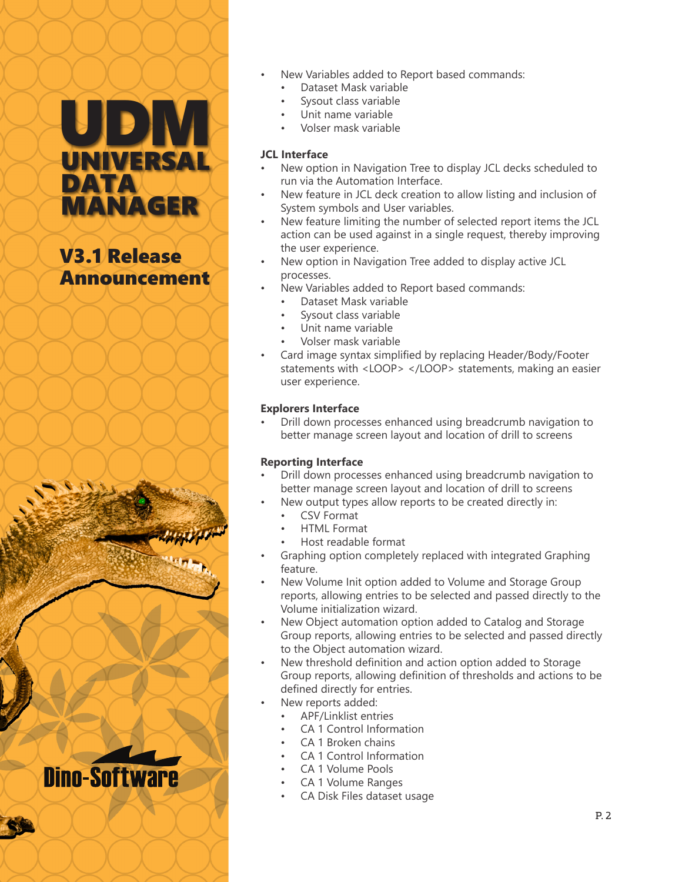# UDM
## UNIVERSAL DATA MANAGER

## V3.1 Release Announcement

- New Variables added to Report based commands:
    - Dataset Mask variable
    - Sysout class variable
    - Unit name variable
    - Volser mask variable

**JCL Interface**

- New option in Navigation Tree to display JCL decks scheduled to run via the Automation Interface.
- New feature in JCL deck creation to allow listing and inclusion of System symbols and User variables.
- New feature limiting the number of selected report items the JCL action can be used against in a single request, thereby improving the user experience.
- New option in Navigation Tree added to display active JCL processes.
- New Variables added to Report based commands:
    - Dataset Mask variable
    - Sysout class variable
    - Unit name variable
    - Volser mask variable
- Card image syntax simplified by replacing Header/Body/Footer statements with <LOOP> </LOOP> statements, making an easier user experience.

**Explorers Interface**

- Drill down processes enhanced using breadcrumb navigation to better manage screen layout and location of drill to screens

**Reporting Interface**

- Drill down processes enhanced using breadcrumb navigation to better manage screen layout and location of drill to screens
- New output types allow reports to be created directly in:
    - CSV Format
    - HTML Format
    - Host readable format
- Graphing option completely replaced with integrated Graphing feature.
- New Volume Init option added to Volume and Storage Group reports, allowing entries to be selected and passed directly to the Volume initialization wizard.
- New Object automation option added to Catalog and Storage Group reports, allowing entries to be selected and passed directly to the Object automation wizard.
- New threshold definition and action option added to Storage Group reports, allowing definition of thresholds and actions to be defined directly for entries.
- New reports added:
    - APF/Linklist entries
    - CA 1 Control Information
    - CA 1 Broken chains
    - CA 1 Control Information
    - CA 1 Volume Pools
    - CA 1 Volume Ranges
    - CA Disk Files dataset usage

Dino-Software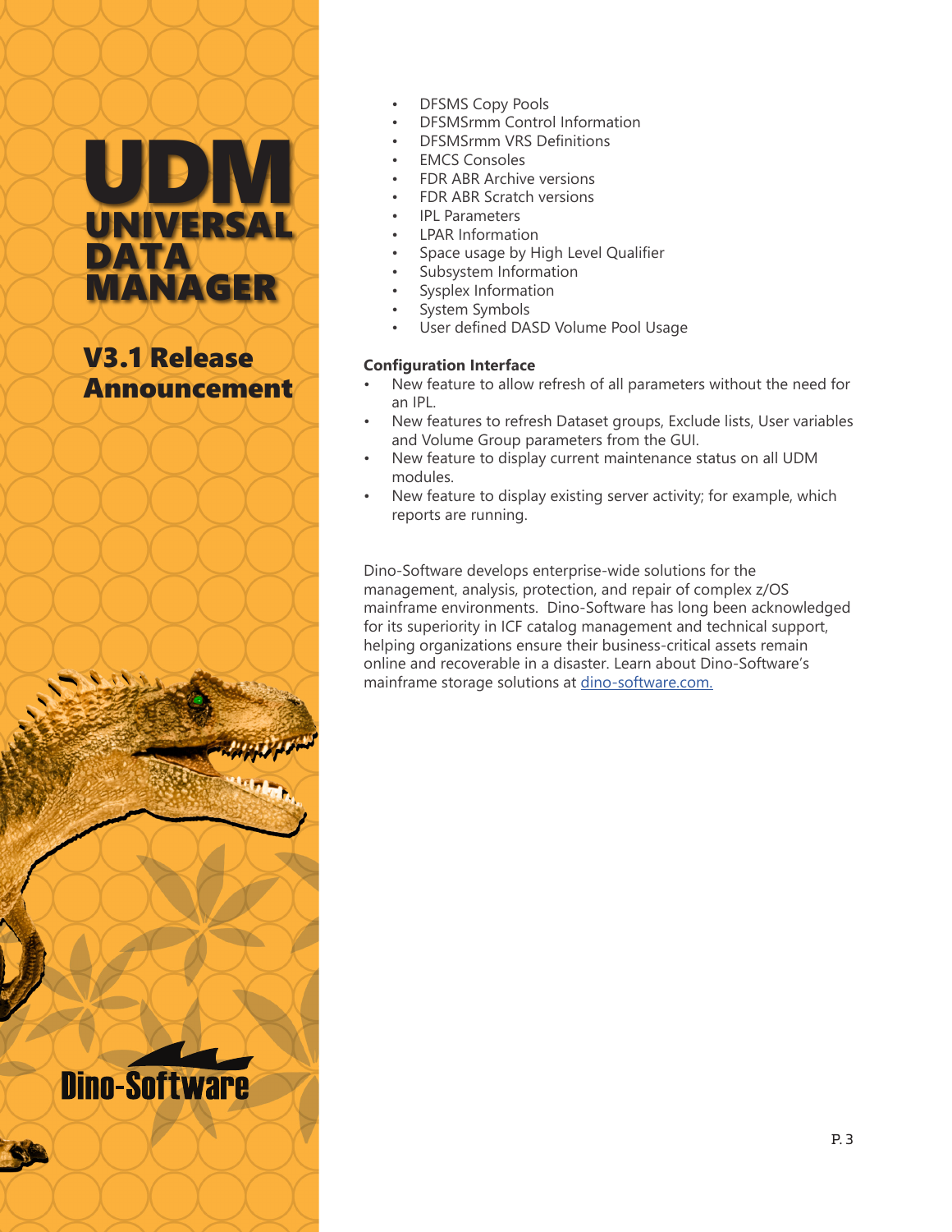# UDM

## UNIVERSAL DATA MANAGER

## V3.1 Release Announcement

- DFSMS Copy Pools
- DFSMSrmm Control Information
- DFSMSrmm VRS Definitions
- EMCS Consoles
- FDR ABR Archive versions
- FDR ABR Scratch versions
- IPL Parameters
- LPAR Information
- Space usage by High Level Qualifier
- Subsystem Information
- Sysplex Information
- System Symbols
- User defined DASD Volume Pool Usage

**Configuration Interface**

- New feature to allow refresh of all parameters without the need for an IPL.
- New features to refresh Dataset groups, Exclude lists, User variables and Volume Group parameters from the GUI.
- New feature to display current maintenance status on all UDM modules.
- New feature to display existing server activity; for example, which reports are running.

Dino-Software develops enterprise-wide solutions for the management, analysis, protection, and repair of complex z/OS mainframe environments. Dino-Software has long been acknowledged for its superiority in ICF catalog management and technical support, helping organizations ensure their business-critical assets remain online and recoverable in a disaster. Learn about Dino-Software's mainframe storage solutions at [dino-software.com.](dino-software.com)

Dino-Software